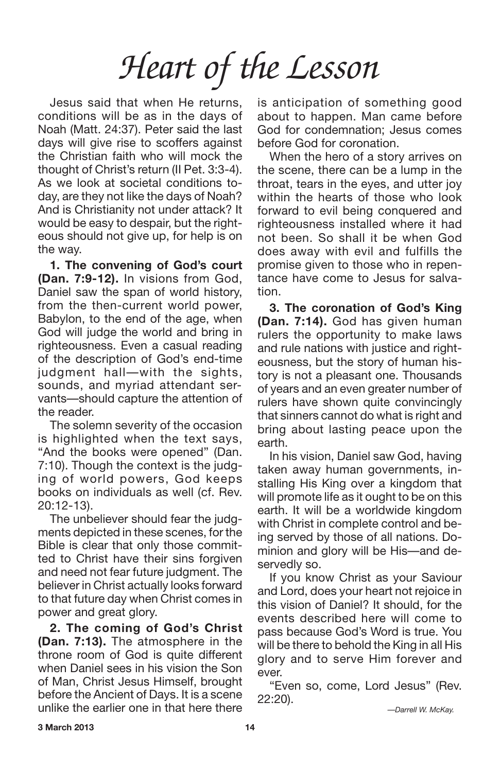# *Heart of the Lesson*

Jesus said that when He returns, conditions will be as in the days of Noah (Matt. 24:37). Peter said the last days will give rise to scoffers against the Christian faith who will mock the thought of Christ's return (II Pet. 3:3-4). As we look at societal conditions today, are they not like the days of Noah? And is Christianity not under attack? It would be easy to despair, but the righteous should not give up, for help is on the way.

**1. The convening of God's court (Dan. 7:9-12).** In visions from God, Daniel saw the span of world history, from the then-current world power, Babylon, to the end of the age, when God will judge the world and bring in righteousness. Even a casual reading of the description of God's end-time judgment hall—with the sights, sounds, and myriad attendant servants—should capture the attention of the reader.

The solemn severity of the occasion is highlighted when the text says, "And the books were opened" (Dan. 7:10). Though the context is the judging of world powers, God keeps books on individuals as well (cf. Rev. 20:12-13).

The unbeliever should fear the judgments depicted in these scenes, for the Bible is clear that only those committed to Christ have their sins forgiven and need not fear future judgment. The believer in Christ actually looks forward to that future day when Christ comes in power and great glory.

**2. The coming of God's Christ (Dan. 7:13).** The atmosphere in the throne room of God is quite different when Daniel sees in his vision the Son of Man, Christ Jesus Himself, brought before the Ancient of Days. It is a scene unlike the earlier one in that here there is anticipation of something good about to happen. Man came before God for condemnation; Jesus comes before God for coronation.

When the hero of a story arrives on the scene, there can be a lump in the throat, tears in the eyes, and utter joy within the hearts of those who look forward to evil being conquered and righteousness installed where it had not been. So shall it be when God does away with evil and fulfills the promise given to those who in repentance have come to Jesus for salvation.

**3. The coronation of God's King (Dan. 7:14).** God has given human rulers the opportunity to make laws and rule nations with justice and righteousness, but the story of human history is not a pleasant one. Thousands of years and an even greater number of rulers have shown quite convincingly that sinners cannot do what is right and bring about lasting peace upon the earth.

In his vision, Daniel saw God, having taken away human governments, installing His King over a kingdom that will promote life as it ought to be on this earth. It will be a worldwide kingdom with Christ in complete control and being served by those of all nations. Dominion and glory will be His—and deservedly so.

If you know Christ as your Saviour and Lord, does your heart not rejoice in this vision of Daniel? It should, for the events described here will come to pass because God's Word is true. You will be there to behold the King in all His glory and to serve Him forever and ever.

"Even so, come, Lord Jesus" (Rev. 22:20).

*—Darrell W. McKay.*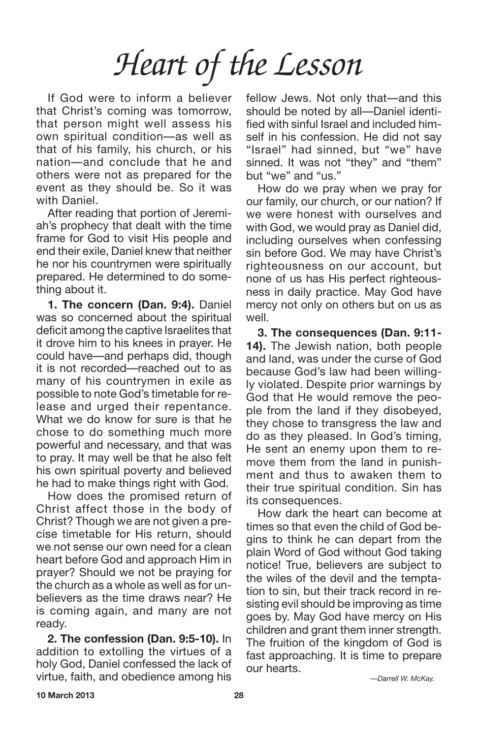# Heart of the Lesson

If God were to inform a believer that Christ's coming was tomorrow, that person might well assess his own spiritual condition—as well as that of his family, his church, or his nation—and conclude that he and others were not as prepared for the event as they should be. So it was with Daniel.

After reading that portion of Jeremiah's prophecy that dealt with the time frame for God to visit His people and end their exile, Daniel knew that neither he nor his countrymen were spiritually prepared. He determined to do something about it.

**1. The concern (Dan. 9:4).** Daniel was so concerned about the spiritual deficit among the captive Israelites that it drove him to his knees in prayer. He could have—and perhaps did, though it is not recorded—reached out to as many of his countrymen in exile as possible to note God's timetable for release and urged their repentance. What we do know for sure is that he chose to do something much more powerful and necessary, and that was to pray. It may well be that he also felt his own spiritual poverty and believed he had to make things right with God.

How does the promised return of Christ affect those in the body of Christ? Though we are not given a precise timetable for His return, should we not sense our own need for a clean heart before God and approach Him in prayer? Should we not be praying for the church as a whole as well as for unbelievers as the time draws near? He is coming again, and many are not ready.

**2. The confession (Dan. 9:5-10).** In addition to extolling the virtues of a holy God, Daniel confessed the lack of virtue, faith, and obedience among his fellow Jews. Not only that—and this should be noted by all—Daniel identified with sinful Israel and included himself in his confession. He did not say "Israel" had sinned, but "we" have sinned. It was not "they" and "them" but "we" and "us."

How do we pray when we pray for our family, our church, or our nation? If we were honest with ourselves and with God, we would pray as Daniel did, including ourselves when confessing sin before God. We may have Christ's righteousness on our account, but none of us has His perfect righteousness in daily practice. May God have mercy not only on others but on us as well.

**3. The consequences (Dan. 9:11-14).** The Jewish nation, both people and land, was under the curse of God because God's law had been willingly violated. Despite prior warnings by God that He would remove the people from the land if they disobeyed, they chose to transgress the law and do as they pleased. In God's timing, He sent an enemy upon them to remove them from the land in punishment and thus to awaken them to their true spiritual condition. Sin has its consequences.

How dark the heart can become at times so that even the child of God begins to think he can depart from the plain Word of God without God taking notice! True, believers are subject to the wiles of the devil and the temptation to sin, but their track record in resisting evil should be improving as time goes by. May God have mercy on His children and grant them inner strength. The fruition of the kingdom of God is fast approaching. It is time to prepare our hearts.

*—Darrell W. McKay.*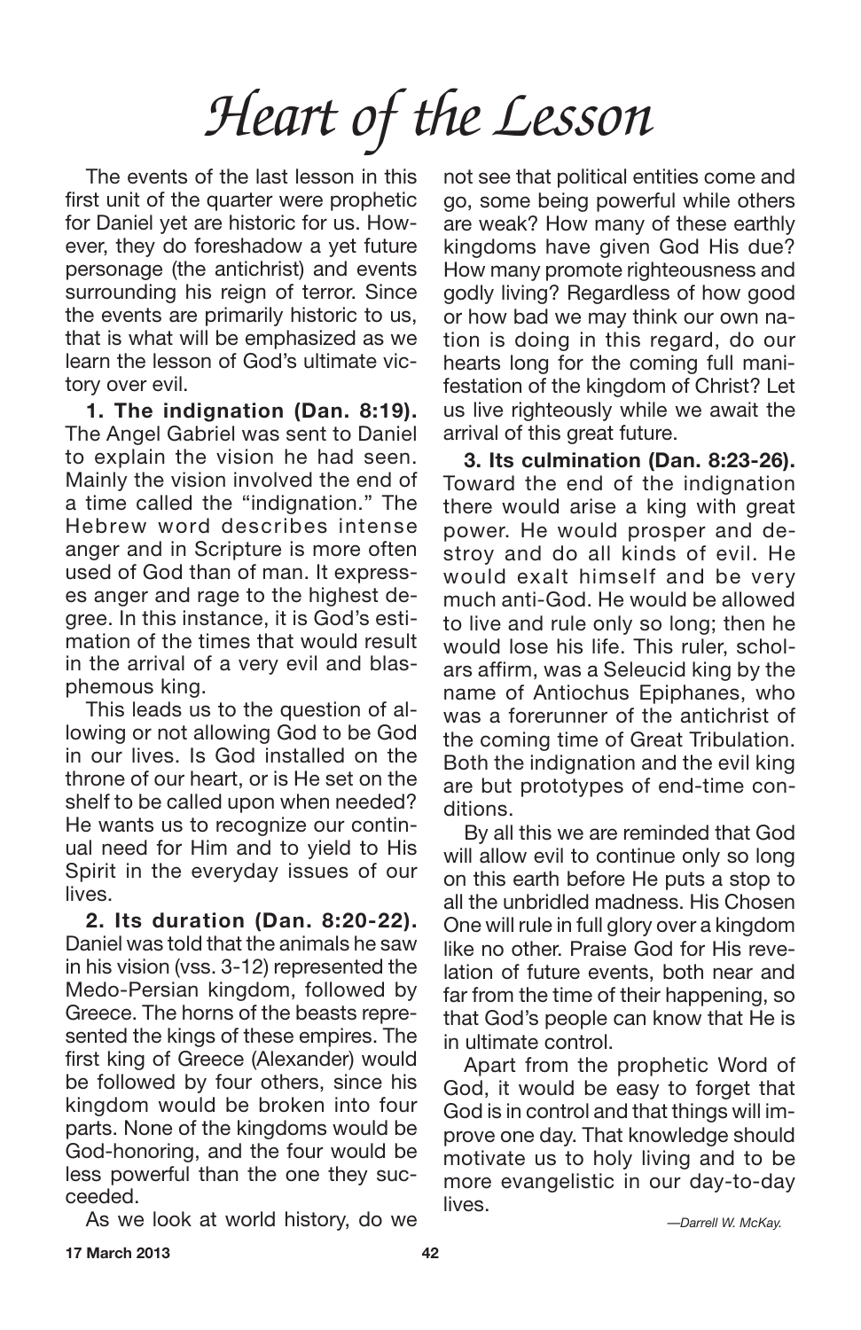# Heart of the Lesson

The events of the last lesson in this first unit of the quarter were prophetic for Daniel yet are historic for us. However, they do foreshadow a yet future personage (the antichrist) and events surrounding his reign of terror. Since the events are primarily historic to us, that is what will be emphasized as we learn the lesson of God's ultimate victory over evil.

**1. The indignation (Dan. 8:19).** The Angel Gabriel was sent to Daniel to explain the vision he had seen. Mainly the vision involved the end of a time called the "indignation." The Hebrew word describes intense anger and in Scripture is more often used of God than of man. It expresses anger and rage to the highest degree. In this instance, it is God's estimation of the times that would result in the arrival of a very evil and blasphemous king.

This leads us to the question of allowing or not allowing God to be God in our lives. Is God installed on the throne of our heart, or is He set on the shelf to be called upon when needed? He wants us to recognize our continual need for Him and to yield to His Spirit in the everyday issues of our lives.

**2. Its duration (Dan. 8:20-22).** Daniel was told that the animals he saw in his vision (vss. 3-12) represented the Medo-Persian kingdom, followed by Greece. The horns of the beasts represented the kings of these empires. The first king of Greece (Alexander) would be followed by four others, since his kingdom would be broken into four parts. None of the kingdoms would be God-honoring, and the four would be less powerful than the one they succeeded.

As we look at world history, do we not see that political entities come and go, some being powerful while others are weak? How many of these earthly kingdoms have given God His due? How many promote righteousness and godly living? Regardless of how good or how bad we may think our own nation is doing in this regard, do our hearts long for the coming full manifestation of the kingdom of Christ? Let us live righteously while we await the arrival of this great future.

**3. Its culmination (Dan. 8:23-26).** Toward the end of the indignation there would arise a king with great power. He would prosper and destroy and do all kinds of evil. He would exalt himself and be very much anti-God. He would be allowed to live and rule only so long; then he would lose his life. This ruler, scholars affirm, was a Seleucid king by the name of Antiochus Epiphanes, who was a forerunner of the antichrist of the coming time of Great Tribulation. Both the indignation and the evil king are but prototypes of end-time conditions.

By all this we are reminded that God will allow evil to continue only so long on this earth before He puts a stop to all the unbridled madness. His Chosen One will rule in full glory over a kingdom like no other. Praise God for His revelation of future events, both near and far from the time of their happening, so that God's people can know that He is in ultimate control.

Apart from the prophetic Word of God, it would be easy to forget that God is in control and that things will improve one day. That knowledge should motivate us to holy living and to be more evangelistic in our day-to-day lives.

*—Darrell W. McKay.*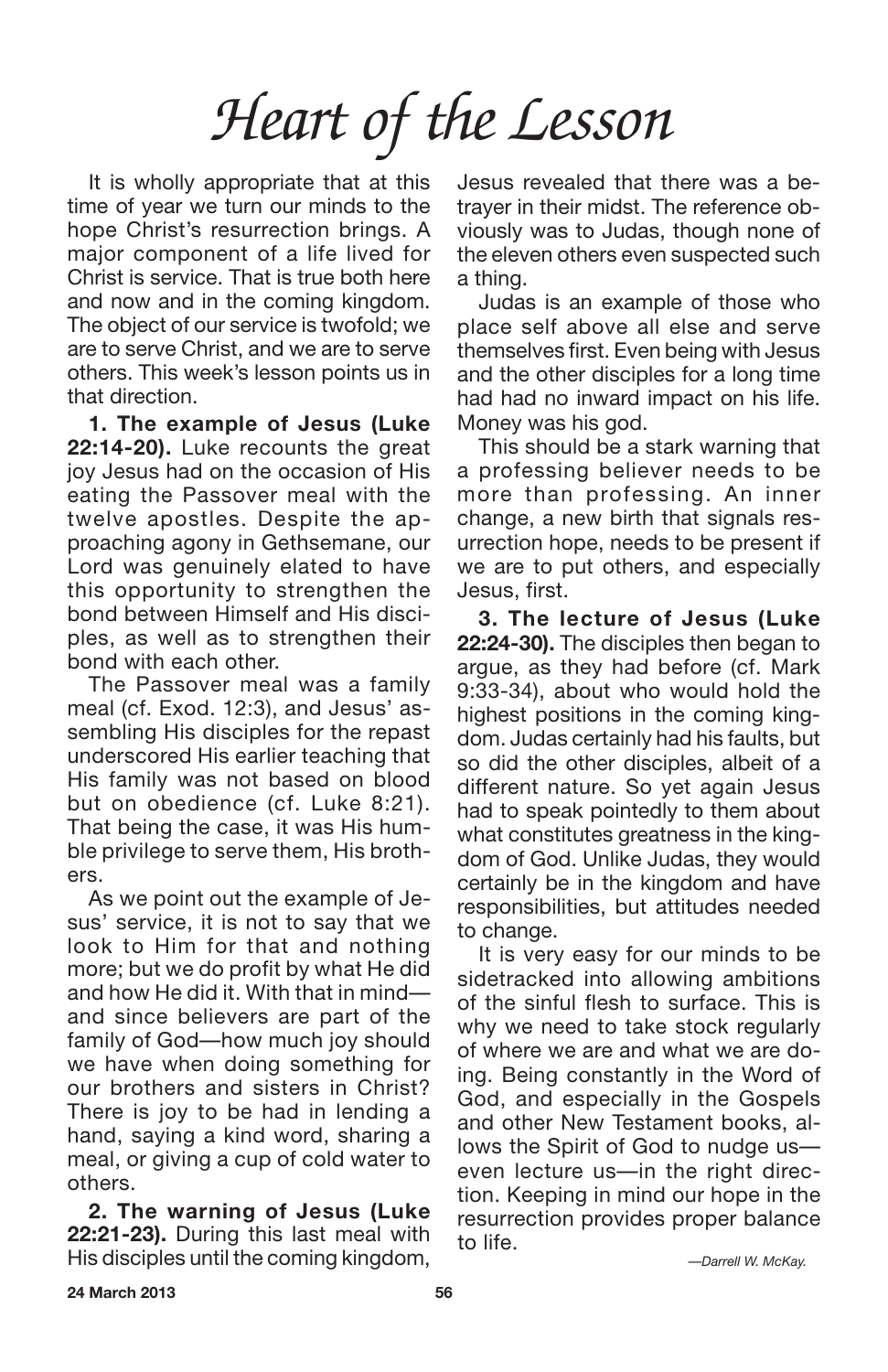# *Heart of the Lesson*

It is wholly appropriate that at this time of year we turn our minds to the hope Christ's resurrection brings. A major component of a life lived for Christ is service. That is true both here and now and in the coming kingdom. The object of our service is twofold; we are to serve Christ, and we are to serve others. This week's lesson points us in that direction.

**1. The example of Jesus (Luke 22:14-20).** Luke recounts the great joy Jesus had on the occasion of His eating the Passover meal with the twelve apostles. Despite the approaching agony in Gethsemane, our Lord was genuinely elated to have this opportunity to strengthen the bond between Himself and His disciples, as well as to strengthen their bond with each other.

The Passover meal was a family meal (cf. Exod. 12:3), and Jesus' assembling His disciples for the repast underscored His earlier teaching that His family was not based on blood but on obedience (cf. Luke 8:21). That being the case, it was His humble privilege to serve them, His brothers.

As we point out the example of Jesus' service, it is not to say that we look to Him for that and nothing more; but we do profit by what He did and how He did it. With that in mind—and since believers are part of the family of God—how much joy should we have when doing something for our brothers and sisters in Christ? There is joy to be had in lending a hand, saying a kind word, sharing a meal, or giving a cup of cold water to others.

**2. The warning of Jesus (Luke 22:21-23).** During this last meal with His disciples until the coming kingdom, Jesus revealed that there was a betrayer in their midst. The reference obviously was to Judas, though none of the eleven others even suspected such a thing.

Judas is an example of those who place self above all else and serve themselves first. Even being with Jesus and the other disciples for a long time had had no inward impact on his life. Money was his god.

This should be a stark warning that a professing believer needs to be more than professing. An inner change, a new birth that signals resurrection hope, needs to be present if we are to put others, and especially Jesus, first.

**3. The lecture of Jesus (Luke 22:24-30).** The disciples then began to argue, as they had before (cf. Mark 9:33-34), about who would hold the highest positions in the coming kingdom. Judas certainly had his faults, but so did the other disciples, albeit of a different nature. So yet again Jesus had to speak pointedly to them about what constitutes greatness in the kingdom of God. Unlike Judas, they would certainly be in the kingdom and have responsibilities, but attitudes needed to change.

It is very easy for our minds to be sidetracked into allowing ambitions of the sinful flesh to surface. This is why we need to take stock regularly of where we are and what we are doing. Being constantly in the Word of God, and especially in the Gospels and other New Testament books, allows the Spirit of God to nudge us—even lecture us—in the right direction. Keeping in mind our hope in the resurrection provides proper balance to life.

*—Darrell W. McKay.*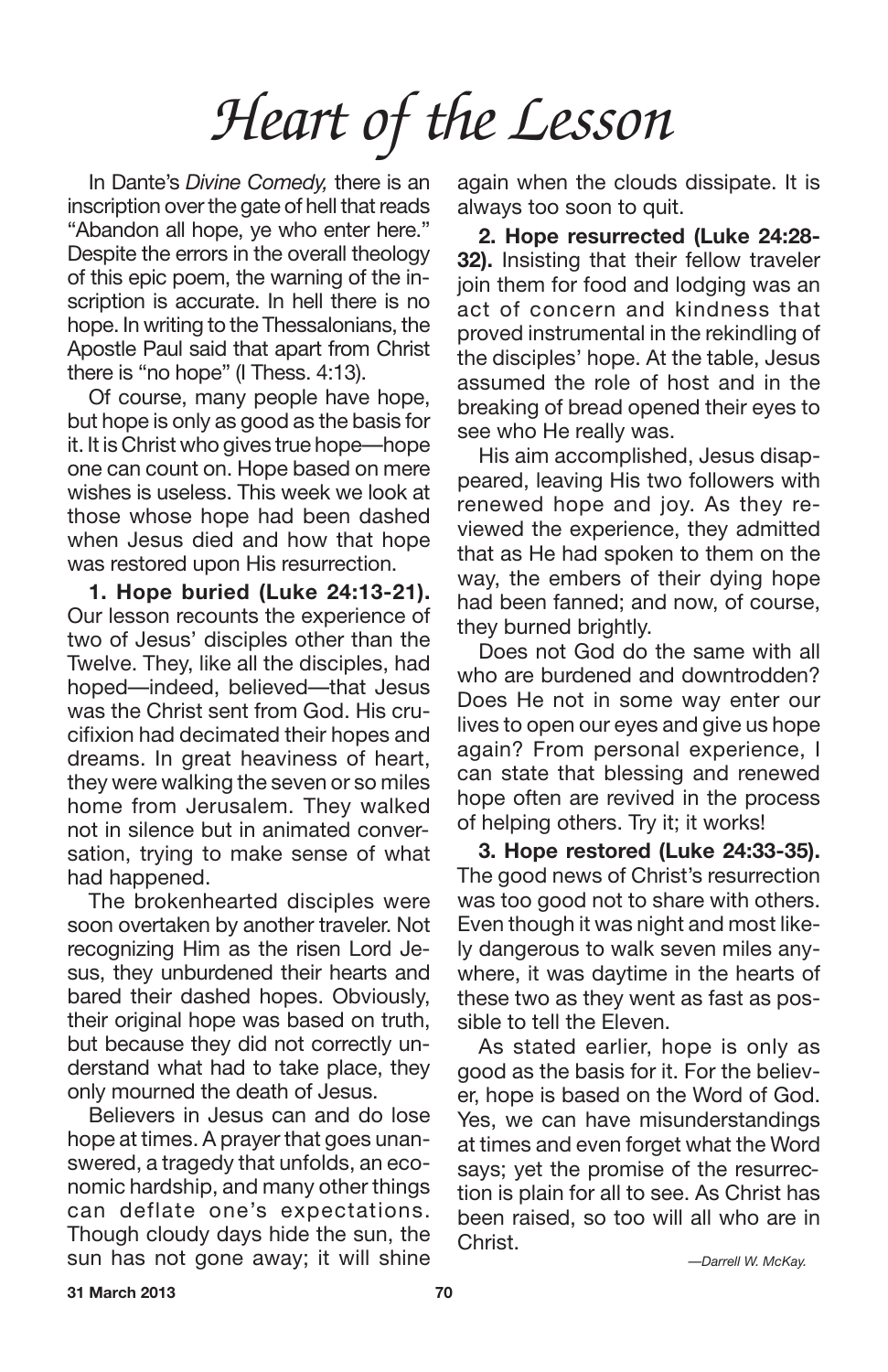# *Heart of the Lesson*

In Dante's *Divine Comedy,* there is an inscription over the gate of hell that reads "Abandon all hope, ye who enter here." Despite the errors in the overall theology of this epic poem, the warning of the inscription is accurate. In hell there is no hope. In writing to the Thessalonians, the Apostle Paul said that apart from Christ there is "no hope" (I Thess. 4:13).

Of course, many people have hope, but hope is only as good as the basis for it. It is Christ who gives true hope—hope one can count on. Hope based on mere wishes is useless. This week we look at those whose hope had been dashed when Jesus died and how that hope was restored upon His resurrection.

**1. Hope buried (Luke 24:13-21).** Our lesson recounts the experience of two of Jesus' disciples other than the Twelve. They, like all the disciples, had hoped—indeed, believed—that Jesus was the Christ sent from God. His crucifixion had decimated their hopes and dreams. In great heaviness of heart, they were walking the seven or so miles home from Jerusalem. They walked not in silence but in animated conversation, trying to make sense of what had happened.

The brokenhearted disciples were soon overtaken by another traveler. Not recognizing Him as the risen Lord Jesus, they unburdened their hearts and bared their dashed hopes. Obviously, their original hope was based on truth, but because they did not correctly understand what had to take place, they only mourned the death of Jesus.

Believers in Jesus can and do lose hope at times. A prayer that goes unanswered, a tragedy that unfolds, an economic hardship, and many other things can deflate one's expectations. Though cloudy days hide the sun, the sun has not gone away; it will shine again when the clouds dissipate. It is always too soon to quit.

**2. Hope resurrected (Luke 24:28-32).** Insisting that their fellow traveler join them for food and lodging was an act of concern and kindness that proved instrumental in the rekindling of the disciples' hope. At the table, Jesus assumed the role of host and in the breaking of bread opened their eyes to see who He really was.

His aim accomplished, Jesus disappeared, leaving His two followers with renewed hope and joy. As they reviewed the experience, they admitted that as He had spoken to them on the way, the embers of their dying hope had been fanned; and now, of course, they burned brightly.

Does not God do the same with all who are burdened and downtrodden? Does He not in some way enter our lives to open our eyes and give us hope again? From personal experience, I can state that blessing and renewed hope often are revived in the process of helping others. Try it; it works!

**3. Hope restored (Luke 24:33-35).** The good news of Christ's resurrection was too good not to share with others. Even though it was night and most likely dangerous to walk seven miles anywhere, it was daytime in the hearts of these two as they went as fast as possible to tell the Eleven.

As stated earlier, hope is only as good as the basis for it. For the believer, hope is based on the Word of God. Yes, we can have misunderstandings at times and even forget what the Word says; yet the promise of the resurrection is plain for all to see. As Christ has been raised, so too will all who are in Christ.

*—Darrell W. McKay.*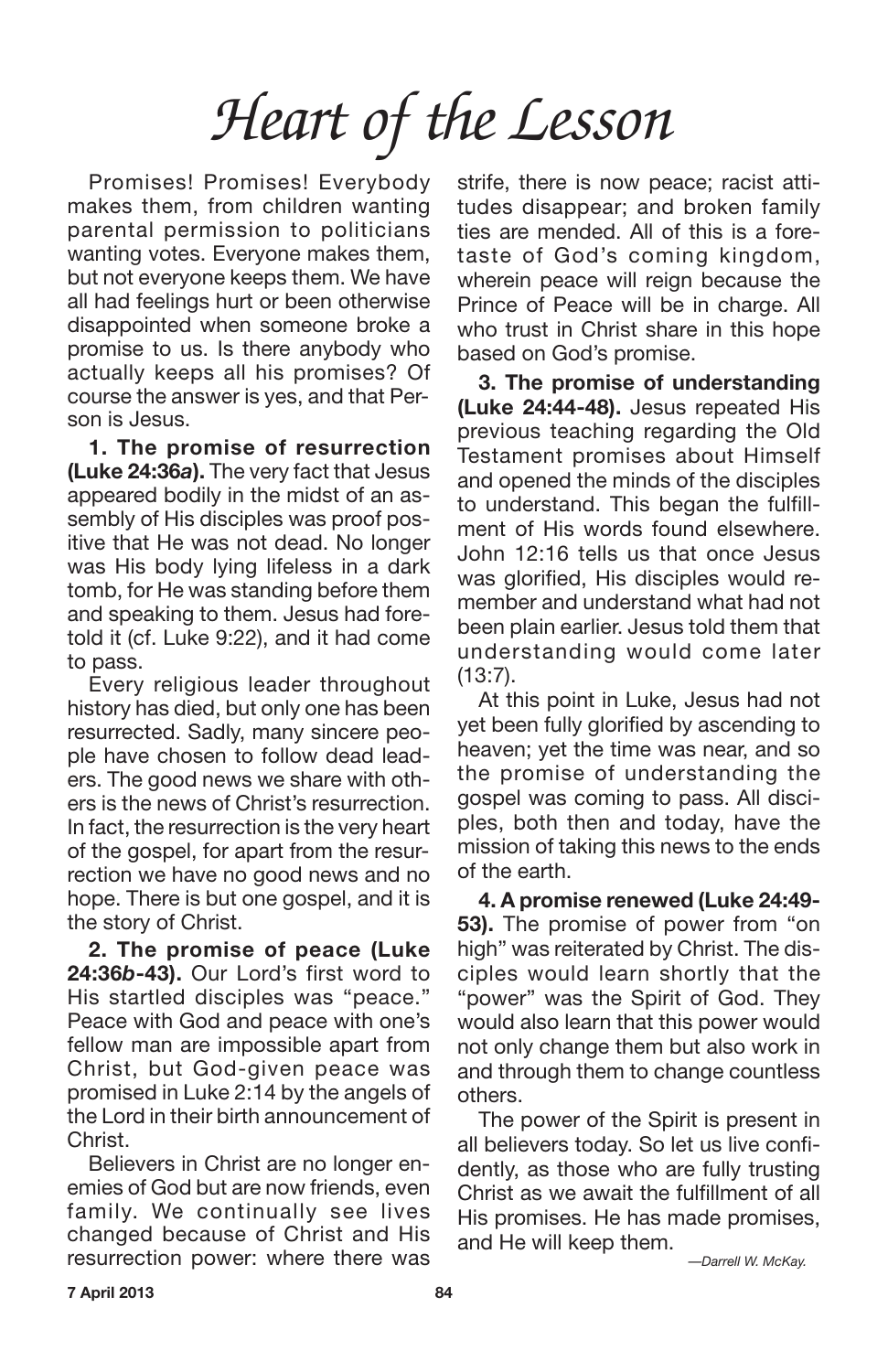# *Heart of the Lesson*

Promises! Promises! Everybody makes them, from children wanting parental permission to politicians wanting votes. Everyone makes them, but not everyone keeps them. We have all had feelings hurt or been otherwise disappointed when someone broke a promise to us. Is there anybody who actually keeps all his promises? Of course the answer is yes, and that Person is Jesus.

**1. The promise of resurrection (Luke 24:36*a*).** The very fact that Jesus appeared bodily in the midst of an assembly of His disciples was proof positive that He was not dead. No longer was His body lying lifeless in a dark tomb, for He was standing before them and speaking to them. Jesus had foretold it (cf. Luke 9:22), and it had come to pass.

Every religious leader throughout history has died, but only one has been resurrected. Sadly, many sincere people have chosen to follow dead leaders. The good news we share with others is the news of Christ's resurrection. In fact, the resurrection is the very heart of the gospel, for apart from the resurrection we have no good news and no hope. There is but one gospel, and it is the story of Christ.

**2. The promise of peace (Luke 24:36*b*-43).** Our Lord's first word to His startled disciples was "peace." Peace with God and peace with one's fellow man are impossible apart from Christ, but God-given peace was promised in Luke 2:14 by the angels of the Lord in their birth announcement of Christ.

Believers in Christ are no longer enemies of God but are now friends, even family. We continually see lives changed because of Christ and His resurrection power: where there was strife, there is now peace; racist attitudes disappear; and broken family ties are mended. All of this is a foretaste of God's coming kingdom, wherein peace will reign because the Prince of Peace will be in charge. All who trust in Christ share in this hope based on God's promise.

**3. The promise of understanding (Luke 24:44-48).** Jesus repeated His previous teaching regarding the Old Testament promises about Himself and opened the minds of the disciples to understand. This began the fulfillment of His words found elsewhere. John 12:16 tells us that once Jesus was glorified, His disciples would remember and understand what had not been plain earlier. Jesus told them that understanding would come later (13:7).

At this point in Luke, Jesus had not yet been fully glorified by ascending to heaven; yet the time was near, and so the promise of understanding the gospel was coming to pass. All disciples, both then and today, have the mission of taking this news to the ends of the earth.

**4. A promise renewed (Luke 24:49-53).** The promise of power from "on high" was reiterated by Christ. The disciples would learn shortly that the "power" was the Spirit of God. They would also learn that this power would not only change them but also work in and through them to change countless others.

The power of the Spirit is present in all believers today. So let us live confidently, as those who are fully trusting Christ as we await the fulfillment of all His promises. He has made promises, and He will keep them.

*—Darrell W. McKay.*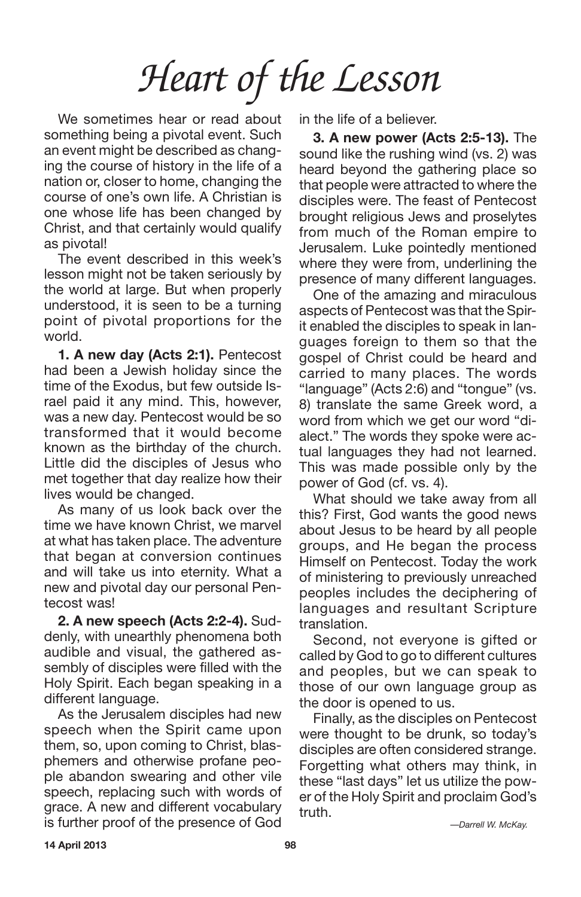# *Heart of the Lesson*

We sometimes hear or read about something being a pivotal event. Such an event might be described as changing the course of history in the life of a nation or, closer to home, changing the course of one's own life. A Christian is one whose life has been changed by Christ, and that certainly would qualify as pivotal!

The event described in this week's lesson might not be taken seriously by the world at large. But when properly understood, it is seen to be a turning point of pivotal proportions for the world.

**1. A new day (Acts 2:1).** Pentecost had been a Jewish holiday since the time of the Exodus, but few outside Israel paid it any mind. This, however, was a new day. Pentecost would be so transformed that it would become known as the birthday of the church. Little did the disciples of Jesus who met together that day realize how their lives would be changed.

As many of us look back over the time we have known Christ, we marvel at what has taken place. The adventure that began at conversion continues and will take us into eternity. What a new and pivotal day our personal Pentecost was!

**2. A new speech (Acts 2:2-4).** Suddenly, with unearthly phenomena both audible and visual, the gathered assembly of disciples were filled with the Holy Spirit. Each began speaking in a different language.

As the Jerusalem disciples had new speech when the Spirit came upon them, so, upon coming to Christ, blasphemers and otherwise profane people abandon swearing and other vile speech, replacing such with words of grace. A new and different vocabulary is further proof of the presence of God in the life of a believer.

**3. A new power (Acts 2:5-13).** The sound like the rushing wind (vs. 2) was heard beyond the gathering place so that people were attracted to where the disciples were. The feast of Pentecost brought religious Jews and proselytes from much of the Roman empire to Jerusalem. Luke pointedly mentioned where they were from, underlining the presence of many different languages.

One of the amazing and miraculous aspects of Pentecost was that the Spirit enabled the disciples to speak in languages foreign to them so that the gospel of Christ could be heard and carried to many places. The words "language" (Acts 2:6) and "tongue" (vs. 8) translate the same Greek word, a word from which we get our word "dialect." The words they spoke were actual languages they had not learned. This was made possible only by the power of God (cf. vs. 4).

What should we take away from all this? First, God wants the good news about Jesus to be heard by all people groups, and He began the process Himself on Pentecost. Today the work of ministering to previously unreached peoples includes the deciphering of languages and resultant Scripture translation.

Second, not everyone is gifted or called by God to go to different cultures and peoples, but we can speak to those of our own language group as the door is opened to us.

Finally, as the disciples on Pentecost were thought to be drunk, so today's disciples are often considered strange. Forgetting what others may think, in these "last days" let us utilize the power of the Holy Spirit and proclaim God's truth.

*—Darrell W. McKay.*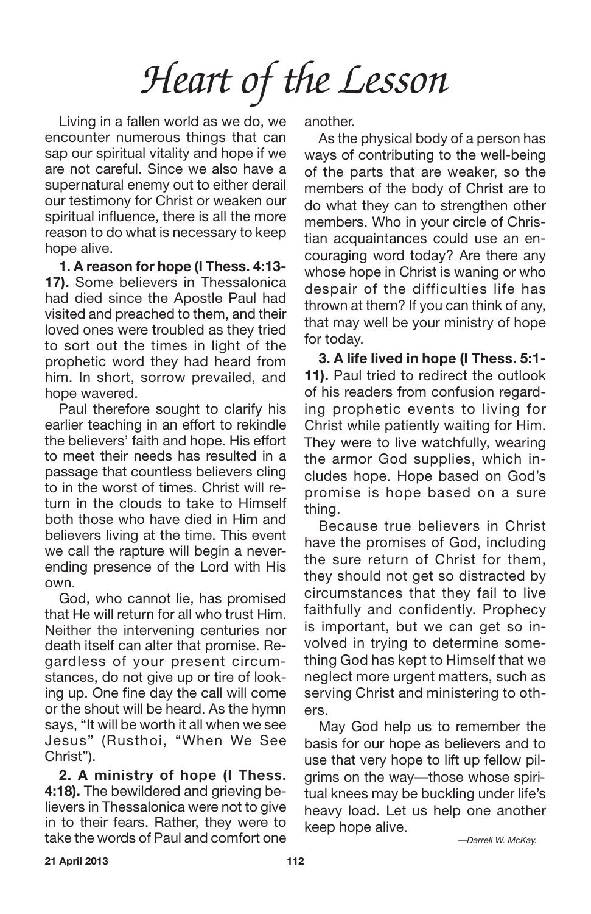# *Heart of the Lesson*

Living in a fallen world as we do, we encounter numerous things that can sap our spiritual vitality and hope if we are not careful. Since we also have a supernatural enemy out to either derail our testimony for Christ or weaken our spiritual influence, there is all the more reason to do what is necessary to keep hope alive.

**1. A reason for hope (I Thess. 4:13-17).** Some believers in Thessalonica had died since the Apostle Paul had visited and preached to them, and their loved ones were troubled as they tried to sort out the times in light of the prophetic word they had heard from him. In short, sorrow prevailed, and hope wavered.

Paul therefore sought to clarify his earlier teaching in an effort to rekindle the believers' faith and hope. His effort to meet their needs has resulted in a passage that countless believers cling to in the worst of times. Christ will return in the clouds to take to Himself both those who have died in Him and believers living at the time. This event we call the rapture will begin a never-ending presence of the Lord with His own.

God, who cannot lie, has promised that He will return for all who trust Him. Neither the intervening centuries nor death itself can alter that promise. Regardless of your present circumstances, do not give up or tire of looking up. One fine day the call will come or the shout will be heard. As the hymn says, "It will be worth it all when we see Jesus" (Rusthoi, "When We See Christ").

**2. A ministry of hope (I Thess. 4:18).** The bewildered and grieving believers in Thessalonica were not to give in to their fears. Rather, they were to take the words of Paul and comfort one another.

As the physical body of a person has ways of contributing to the well-being of the parts that are weaker, so the members of the body of Christ are to do what they can to strengthen other members. Who in your circle of Christian acquaintances could use an encouraging word today? Are there any whose hope in Christ is waning or who despair of the difficulties life has thrown at them? If you can think of any, that may well be your ministry of hope for today.

**3. A life lived in hope (I Thess. 5:1-11).** Paul tried to redirect the outlook of his readers from confusion regarding prophetic events to living for Christ while patiently waiting for Him. They were to live watchfully, wearing the armor God supplies, which includes hope. Hope based on God's promise is hope based on a sure thing.

Because true believers in Christ have the promises of God, including the sure return of Christ for them, they should not get so distracted by circumstances that they fail to live faithfully and confidently. Prophecy is important, but we can get so involved in trying to determine something God has kept to Himself that we neglect more urgent matters, such as serving Christ and ministering to others.

May God help us to remember the basis for our hope as believers and to use that very hope to lift up fellow pilgrims on the way—those whose spiritual knees may be buckling under life's heavy load. Let us help one another keep hope alive.

*—Darrell W. McKay.*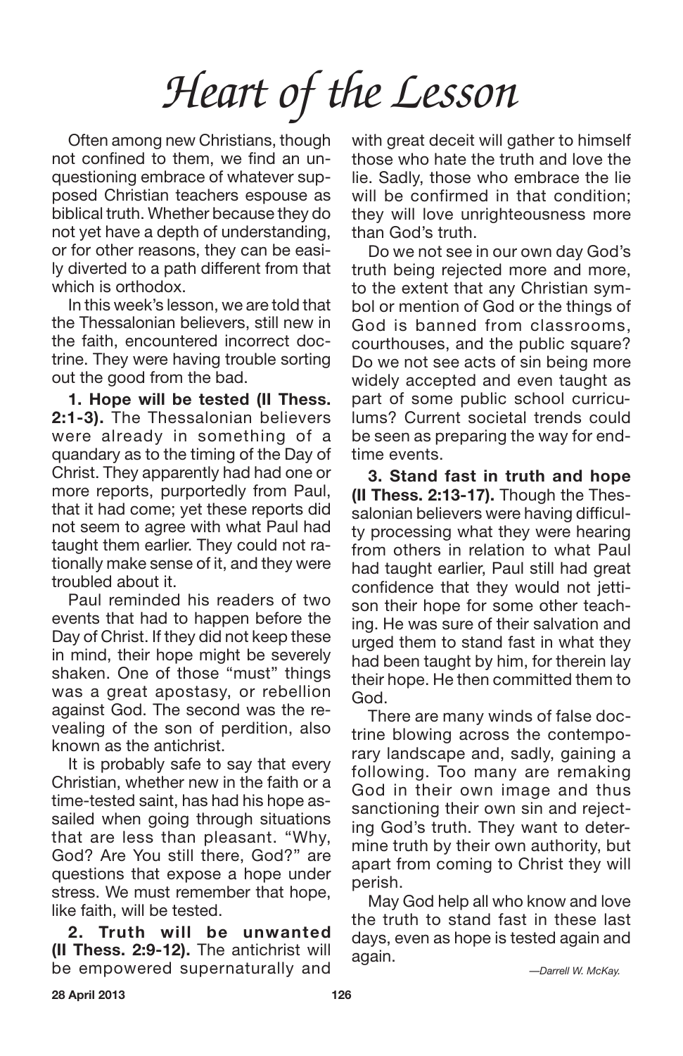# *Heart of the Lesson*

Often among new Christians, though not confined to them, we find an unquestioning embrace of whatever supposed Christian teachers espouse as biblical truth. Whether because they do not yet have a depth of understanding, or for other reasons, they can be easily diverted to a path different from that which is orthodox.

In this week's lesson, we are told that the Thessalonian believers, still new in the faith, encountered incorrect doctrine. They were having trouble sorting out the good from the bad.

**1. Hope will be tested (II Thess. 2:1-3).** The Thessalonian believers were already in something of a quandary as to the timing of the Day of Christ. They apparently had had one or more reports, purportedly from Paul, that it had come; yet these reports did not seem to agree with what Paul had taught them earlier. They could not rationally make sense of it, and they were troubled about it.

Paul reminded his readers of two events that had to happen before the Day of Christ. If they did not keep these in mind, their hope might be severely shaken. One of those "must" things was a great apostasy, or rebellion against God. The second was the revealing of the son of perdition, also known as the antichrist.

It is probably safe to say that every Christian, whether new in the faith or a time-tested saint, has had his hope assailed when going through situations that are less than pleasant. "Why, God? Are You still there, God?" are questions that expose a hope under stress. We must remember that hope, like faith, will be tested.

**2. Truth will be unwanted (II Thess. 2:9-12).** The antichrist will be empowered supernaturally and with great deceit will gather to himself those who hate the truth and love the lie. Sadly, those who embrace the lie will be confirmed in that condition; they will love unrighteousness more than God's truth.

Do we not see in our own day God's truth being rejected more and more, to the extent that any Christian symbol or mention of God or the things of God is banned from classrooms, courthouses, and the public square? Do we not see acts of sin being more widely accepted and even taught as part of some public school curriculums? Current societal trends could be seen as preparing the way for end-time events.

**3. Stand fast in truth and hope (II Thess. 2:13-17).** Though the Thessalonian believers were having difficulty processing what they were hearing from others in relation to what Paul had taught earlier, Paul still had great confidence that they would not jettison their hope for some other teaching. He was sure of their salvation and urged them to stand fast in what they had been taught by him, for therein lay their hope. He then committed them to God.

There are many winds of false doctrine blowing across the contemporary landscape and, sadly, gaining a following. Too many are remaking God in their own image and thus sanctioning their own sin and rejecting God's truth. They want to determine truth by their own authority, but apart from coming to Christ they will perish.

May God help all who know and love the truth to stand fast in these last days, even as hope is tested again and again.

*—Darrell W. McKay.*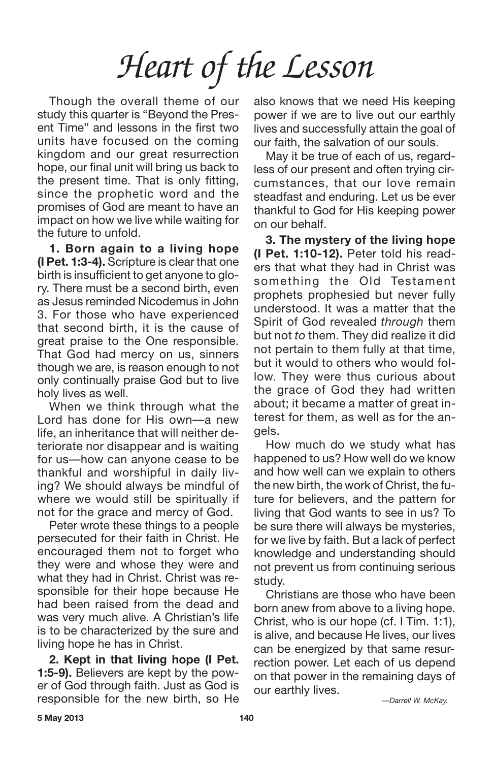# Heart of the Lesson

Though the overall theme of our study this quarter is "Beyond the Present Time" and lessons in the first two units have focused on the coming kingdom and our great resurrection hope, our final unit will bring us back to the present time. That is only fitting, since the prophetic word and the promises of God are meant to have an impact on how we live while waiting for the future to unfold.

**1. Born again to a living hope (I Pet. 1:3-4).** Scripture is clear that one birth is insufficient to get anyone to glory. There must be a second birth, even as Jesus reminded Nicodemus in John 3. For those who have experienced that second birth, it is the cause of great praise to the One responsible. That God had mercy on us, sinners though we are, is reason enough to not only continually praise God but to live holy lives as well.

When we think through what the Lord has done for His own—a new life, an inheritance that will neither deteriorate nor disappear and is waiting for us—how can anyone cease to be thankful and worshipful in daily living? We should always be mindful of where we would still be spiritually if not for the grace and mercy of God.

Peter wrote these things to a people persecuted for their faith in Christ. He encouraged them not to forget who they were and whose they were and what they had in Christ. Christ was responsible for their hope because He had been raised from the dead and was very much alive. A Christian's life is to be characterized by the sure and living hope he has in Christ.

**2. Kept in that living hope (I Pet. 1:5-9).** Believers are kept by the power of God through faith. Just as God is responsible for the new birth, so He also knows that we need His keeping power if we are to live out our earthly lives and successfully attain the goal of our faith, the salvation of our souls.

May it be true of each of us, regardless of our present and often trying circumstances, that our love remain steadfast and enduring. Let us be ever thankful to God for His keeping power on our behalf.

**3. The mystery of the living hope (I Pet. 1:10-12).** Peter told his readers that what they had in Christ was something the Old Testament prophets prophesied but never fully understood. It was a matter that the Spirit of God revealed *through* them but not *to* them. They did realize it did not pertain to them fully at that time, but it would to others who would follow. They were thus curious about the grace of God they had written about; it became a matter of great interest for them, as well as for the angels.

How much do we study what has happened to us? How well do we know and how well can we explain to others the new birth, the work of Christ, the future for believers, and the pattern for living that God wants to see in us? To be sure there will always be mysteries, for we live by faith. But a lack of perfect knowledge and understanding should not prevent us from continuing serious study.

Christians are those who have been born anew from above to a living hope. Christ, who is our hope (cf. I Tim. 1:1), is alive, and because He lives, our lives can be energized by that same resurrection power. Let each of us depend on that power in the remaining days of our earthly lives.

*—Darrell W. McKay.*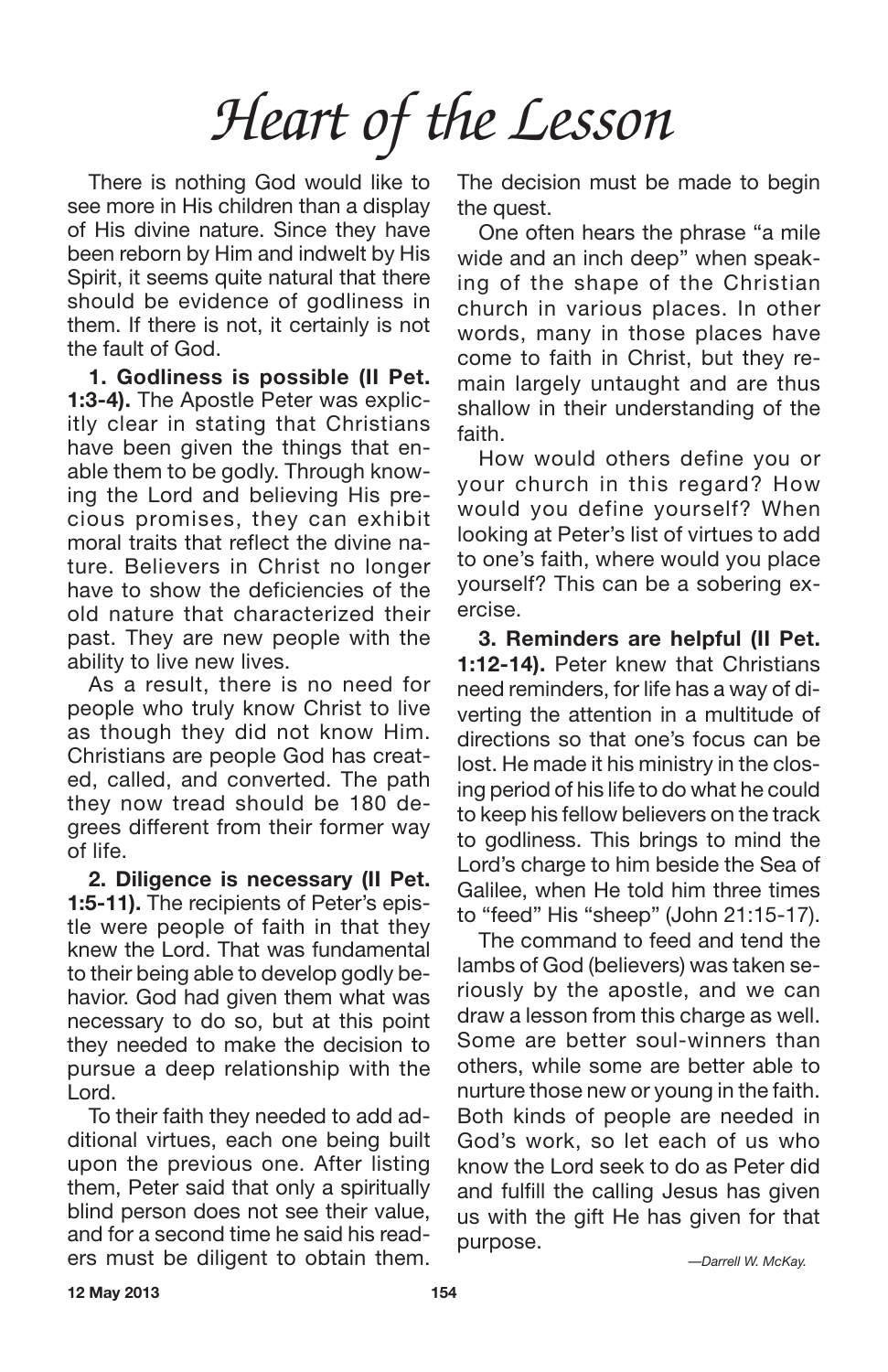# *Heart of the Lesson*

There is nothing God would like to see more in His children than a display of His divine nature. Since they have been reborn by Him and indwelt by His Spirit, it seems quite natural that there should be evidence of godliness in them. If there is not, it certainly is not the fault of God.

**1. Godliness is possible (II Pet. 1:3-4).** The Apostle Peter was explicitly clear in stating that Christians have been given the things that enable them to be godly. Through knowing the Lord and believing His precious promises, they can exhibit moral traits that reflect the divine nature. Believers in Christ no longer have to show the deficiencies of the old nature that characterized their past. They are new people with the ability to live new lives.

As a result, there is no need for people who truly know Christ to live as though they did not know Him. Christians are people God has created, called, and converted. The path they now tread should be 180 degrees different from their former way of life.

**2. Diligence is necessary (II Pet. 1:5-11).** The recipients of Peter's epistle were people of faith in that they knew the Lord. That was fundamental to their being able to develop godly behavior. God had given them what was necessary to do so, but at this point they needed to make the decision to pursue a deep relationship with the Lord.

To their faith they needed to add additional virtues, each one being built upon the previous one. After listing them, Peter said that only a spiritually blind person does not see their value, and for a second time he said his readers must be diligent to obtain them. The decision must be made to begin the quest.

One often hears the phrase "a mile wide and an inch deep" when speaking of the shape of the Christian church in various places. In other words, many in those places have come to faith in Christ, but they remain largely untaught and are thus shallow in their understanding of the faith.

How would others define you or your church in this regard? How would you define yourself? When looking at Peter's list of virtues to add to one's faith, where would you place yourself? This can be a sobering exercise.

**3. Reminders are helpful (II Pet. 1:12-14).** Peter knew that Christians need reminders, for life has a way of diverting the attention in a multitude of directions so that one's focus can be lost. He made it his ministry in the closing period of his life to do what he could to keep his fellow believers on the track to godliness. This brings to mind the Lord's charge to him beside the Sea of Galilee, when He told him three times to "feed" His "sheep" (John 21:15-17).

The command to feed and tend the lambs of God (believers) was taken seriously by the apostle, and we can draw a lesson from this charge as well. Some are better soul-winners than others, while some are better able to nurture those new or young in the faith. Both kinds of people are needed in God's work, so let each of us who know the Lord seek to do as Peter did and fulfill the calling Jesus has given us with the gift He has given for that purpose.

*—Darrell W. McKay.*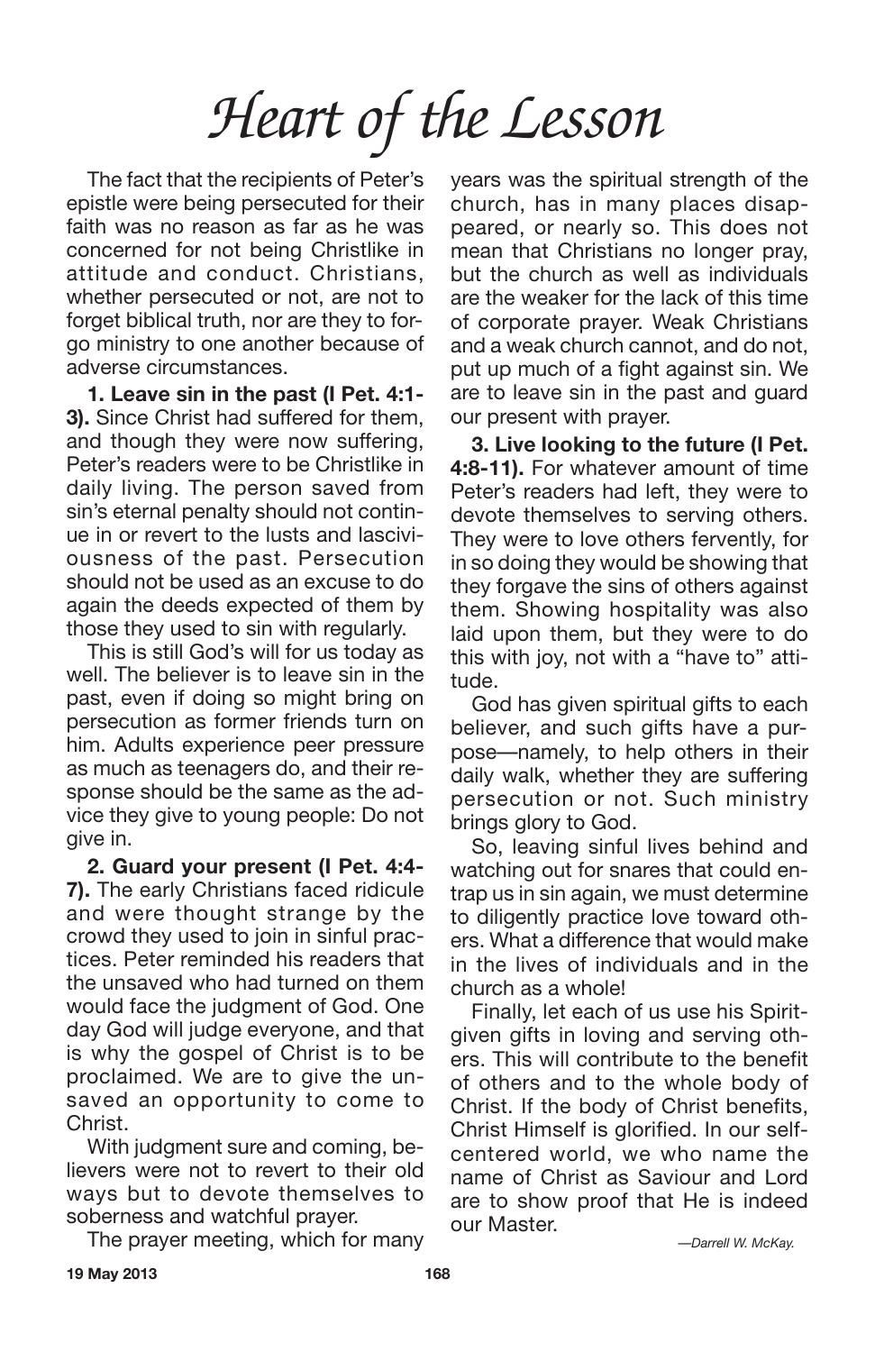# *Heart of the Lesson*

The fact that the recipients of Peter's epistle were being persecuted for their faith was no reason as far as he was concerned for not being Christlike in attitude and conduct. Christians, whether persecuted or not, are not to forget biblical truth, nor are they to forgo ministry to one another because of adverse circumstances.

**1. Leave sin in the past (I Pet. 4:1-3).** Since Christ had suffered for them, and though they were now suffering, Peter's readers were to be Christlike in daily living. The person saved from sin's eternal penalty should not continue in or revert to the lusts and lasciviousness of the past. Persecution should not be used as an excuse to do again the deeds expected of them by those they used to sin with regularly.

This is still God's will for us today as well. The believer is to leave sin in the past, even if doing so might bring on persecution as former friends turn on him. Adults experience peer pressure as much as teenagers do, and their response should be the same as the advice they give to young people: Do not give in.

**2. Guard your present (I Pet. 4:4-7).** The early Christians faced ridicule and were thought strange by the crowd they used to join in sinful practices. Peter reminded his readers that the unsaved who had turned on them would face the judgment of God. One day God will judge everyone, and that is why the gospel of Christ is to be proclaimed. We are to give the unsaved an opportunity to come to Christ.

With judgment sure and coming, believers were not to revert to their old ways but to devote themselves to soberness and watchful prayer.

The prayer meeting, which for many years was the spiritual strength of the church, has in many places disappeared, or nearly so. This does not mean that Christians no longer pray, but the church as well as individuals are the weaker for the lack of this time of corporate prayer. Weak Christians and a weak church cannot, and do not, put up much of a fight against sin. We are to leave sin in the past and guard our present with prayer.

**3. Live looking to the future (I Pet. 4:8-11).** For whatever amount of time Peter's readers had left, they were to devote themselves to serving others. They were to love others fervently, for in so doing they would be showing that they forgave the sins of others against them. Showing hospitality was also laid upon them, but they were to do this with joy, not with a "have to" attitude.

God has given spiritual gifts to each believer, and such gifts have a purpose—namely, to help others in their daily walk, whether they are suffering persecution or not. Such ministry brings glory to God.

So, leaving sinful lives behind and watching out for snares that could entrap us in sin again, we must determine to diligently practice love toward others. What a difference that would make in the lives of individuals and in the church as a whole!

Finally, let each of us use his Spirit-given gifts in loving and serving others. This will contribute to the benefit of others and to the whole body of Christ. If the body of Christ benefits, Christ Himself is glorified. In our self-centered world, we who name the name of Christ as Saviour and Lord are to show proof that He is indeed our Master.

*—Darrell W. McKay.*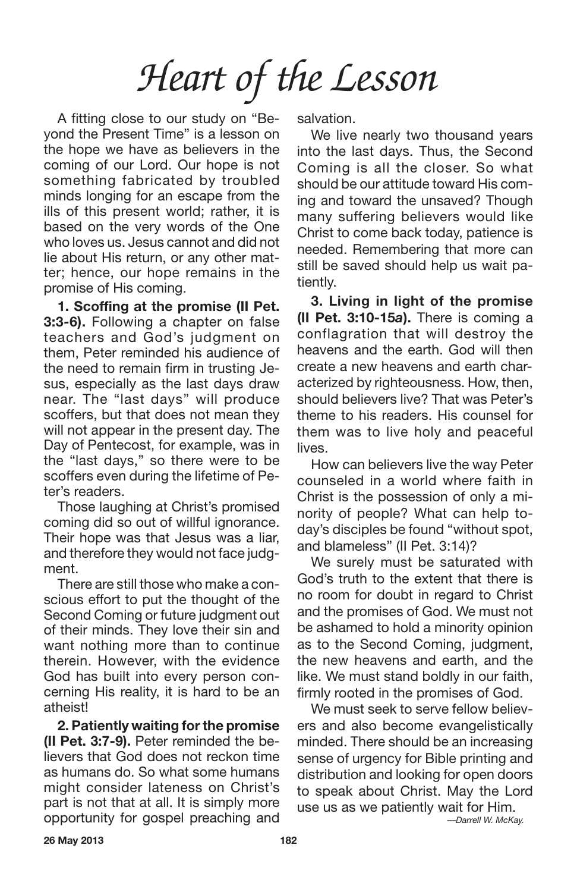# Heart of the Lesson

A fitting close to our study on "Beyond the Present Time" is a lesson on the hope we have as believers in the coming of our Lord. Our hope is not something fabricated by troubled minds longing for an escape from the ills of this present world; rather, it is based on the very words of the One who loves us. Jesus cannot and did not lie about His return, or any other matter; hence, our hope remains in the promise of His coming.

**1. Scoffing at the promise (II Pet. 3:3-6).** Following a chapter on false teachers and God's judgment on them, Peter reminded his audience of the need to remain firm in trusting Jesus, especially as the last days draw near. The "last days" will produce scoffers, but that does not mean they will not appear in the present day. The Day of Pentecost, for example, was in the "last days," so there were to be scoffers even during the lifetime of Peter's readers.

Those laughing at Christ's promised coming did so out of willful ignorance. Their hope was that Jesus was a liar, and therefore they would not face judgment.

There are still those who make a conscious effort to put the thought of the Second Coming or future judgment out of their minds. They love their sin and want nothing more than to continue therein. However, with the evidence God has built into every person concerning His reality, it is hard to be an atheist!

**2. Patiently waiting for the promise (II Pet. 3:7-9).** Peter reminded the believers that God does not reckon time as humans do. So what some humans might consider lateness on Christ's part is not that at all. It is simply more opportunity for gospel preaching and salvation.

We live nearly two thousand years into the last days. Thus, the Second Coming is all the closer. So what should be our attitude toward His coming and toward the unsaved? Though many suffering believers would like Christ to come back today, patience is needed. Remembering that more can still be saved should help us wait patiently.

**3. Living in light of the promise (II Pet. 3:10-15*a*).** There is coming a conflagration that will destroy the heavens and the earth. God will then create a new heavens and earth characterized by righteousness. How, then, should believers live? That was Peter's theme to his readers. His counsel for them was to live holy and peaceful lives.

How can believers live the way Peter counseled in a world where faith in Christ is the possession of only a minority of people? What can help today's disciples be found "without spot, and blameless" (II Pet. 3:14)?

We surely must be saturated with God's truth to the extent that there is no room for doubt in regard to Christ and the promises of God. We must not be ashamed to hold a minority opinion as to the Second Coming, judgment, the new heavens and earth, and the like. We must stand boldly in our faith, firmly rooted in the promises of God.

We must seek to serve fellow believers and also become evangelistically minded. There should be an increasing sense of urgency for Bible printing and distribution and looking for open doors to speak about Christ. May the Lord use us as we patiently wait for Him.

*—Darrell W. McKay.*